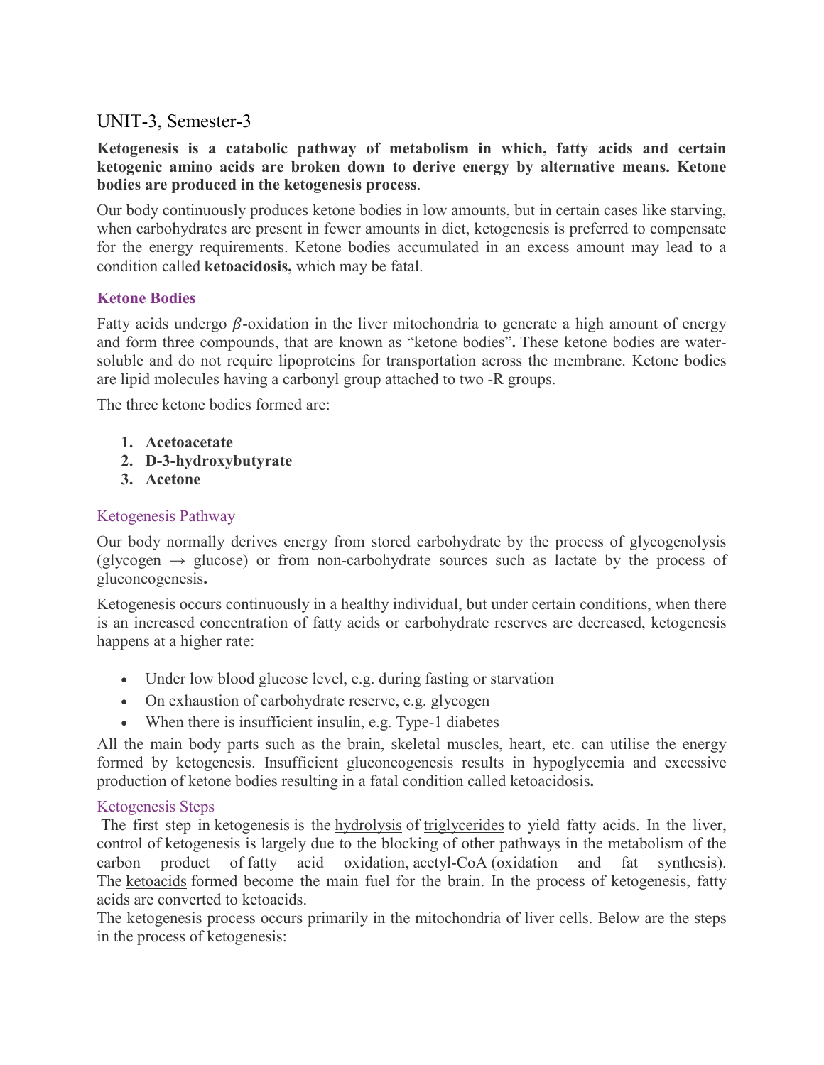# UNIT-3, Semester-3

**Ketogenesis is a catabolic pathway of metabolism in which, fatty acids and certain ketogenic amino acids are broken down to derive energy by alternative means. Ketone bodies are produced in the ketogenesis process**.

Our body continuously produces ketone bodies in low amounts, but in certain cases like starving, when carbohydrates are present in fewer amounts in diet, ketogenesis is preferred to compensate for the energy requirements. Ketone bodies accumulated in an excess amount may lead to a condition called **ketoacidosis,** which may be fatal.

## Ketone Bodies

Fatty acids undergo $\beta$-oxidation in the liver mitochondria to generate a high amount of energy and form three compounds, that are known as "ketone bodies"**.** These ketone bodies are water-soluble and do not require lipoproteins for transportation across the membrane. Ketone bodies are lipid molecules having a carbonyl group attached to two -R groups.

The three ketone bodies formed are:

1. **Acetoacetate**
2. **D-3-hydroxybutyrate**
3. **Acetone**

## Ketogenesis Pathway

Our body normally derives energy from stored carbohydrate by the process of glycogenolysis (glycogen → glucose) or from non-carbohydrate sources such as lactate by the process of gluconeogenesis**.**

Ketogenesis occurs continuously in a healthy individual, but under certain conditions, when there is an increased concentration of fatty acids or carbohydrate reserves are decreased, ketogenesis happens at a higher rate:

- Under low blood glucose level, e.g. during fasting or starvation
- On exhaustion of carbohydrate reserve, e.g. glycogen
- When there is insufficient insulin, e.g. Type-1 diabetes

All the main body parts such as the brain, skeletal muscles, heart, etc. can utilise the energy formed by ketogenesis. Insufficient gluconeogenesis results in hypoglycemia and excessive production of ketone bodies resulting in a fatal condition called ketoacidosis**.**

## Ketogenesis Steps

The first step in ketogenesis is the hydrolysis of triglycerides to yield fatty acids. In the liver, control of ketogenesis is largely due to the blocking of other pathways in the metabolism of the carbon product of fatty acid oxidation, acetyl-CoA (oxidation and fat synthesis). The ketoacids formed become the main fuel for the brain. In the process of ketogenesis, fatty acids are converted to ketoacids.

The ketogenesis process occurs primarily in the mitochondria of liver cells. Below are the steps in the process of ketogenesis: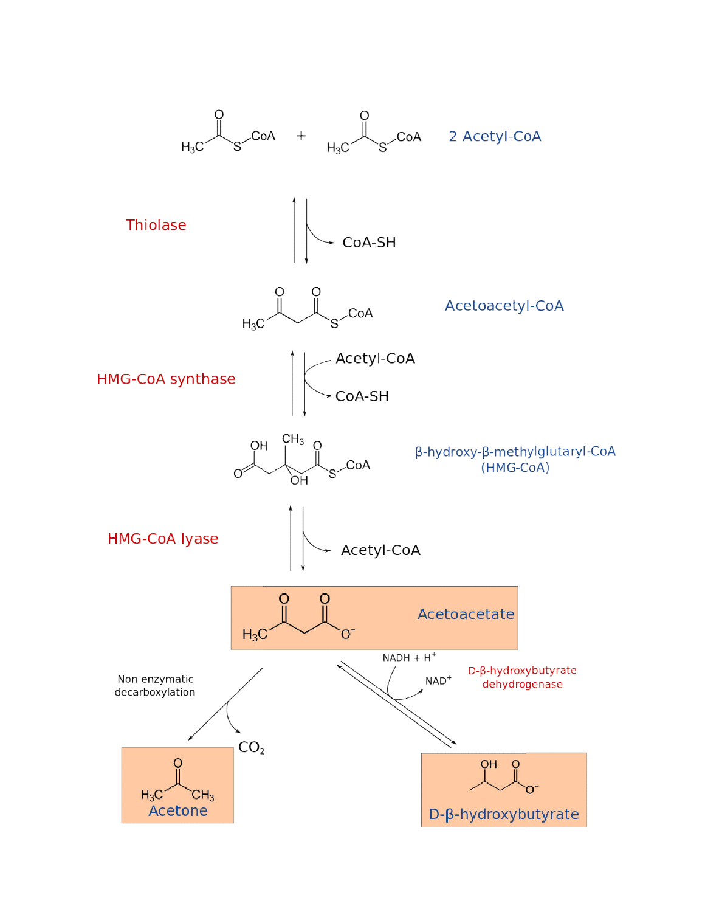2 Acetyl-CoA

Thiolase

CoA-SH

Acetoacetyl-CoA

HMG-CoA synthase

Acetyl-CoA

CoA-SH

β-hydroxy-β-methylglutaryl-CoA (HMG-CoA)

HMG-CoA lyase

Acetyl-CoA

Acetoacetate

Non-enzymatic decarboxylation

$CO_2$

Acetone

NADH + $H^+$

$NAD^+$

D-β-hydroxybutyrate dehydrogenase

D-β-hydroxybutyrate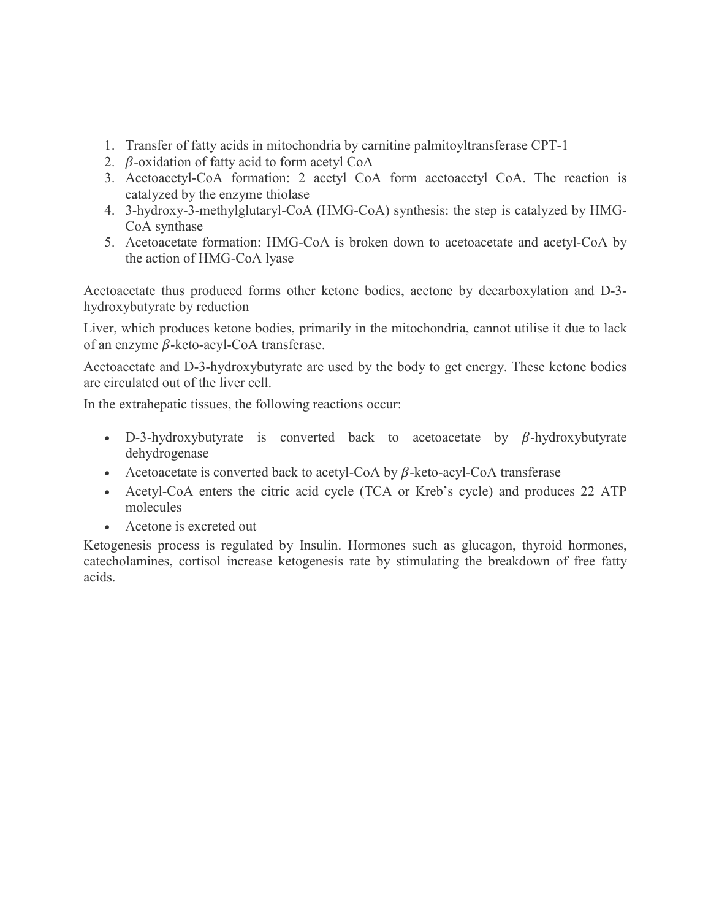1. Transfer of fatty acids in mitochondria by carnitine palmitoyltransferase CPT-1
2. $\beta$-oxidation of fatty acid to form acetyl CoA
3. Acetoacetyl-CoA formation: 2 acetyl CoA form acetoacetyl CoA. The reaction is catalyzed by the enzyme thiolase
4. 3-hydroxy-3-methylglutaryl-CoA (HMG-CoA) synthesis: the step is catalyzed by HMG-CoA synthase
5. Acetoacetate formation: HMG-CoA is broken down to acetoacetate and acetyl-CoA by the action of HMG-CoA lyase

Acetoacetate thus produced forms other ketone bodies, acetone by decarboxylation and D-3-hydroxybutyrate by reduction

Liver, which produces ketone bodies, primarily in the mitochondria, cannot utilise it due to lack of an enzyme $\beta$-keto-acyl-CoA transferase.

Acetoacetate and D-3-hydroxybutyrate are used by the body to get energy. These ketone bodies are circulated out of the liver cell.

In the extrahepatic tissues, the following reactions occur:

- D-3-hydroxybutyrate is converted back to acetoacetate by $\beta$-hydroxybutyrate dehydrogenase
- Acetoacetate is converted back to acetyl-CoA by $\beta$-keto-acyl-CoA transferase
- Acetyl-CoA enters the citric acid cycle (TCA or Kreb's cycle) and produces 22 ATP molecules
- Acetone is excreted out

Ketogenesis process is regulated by Insulin. Hormones such as glucagon, thyroid hormones, catecholamines, cortisol increase ketogenesis rate by stimulating the breakdown of free fatty acids.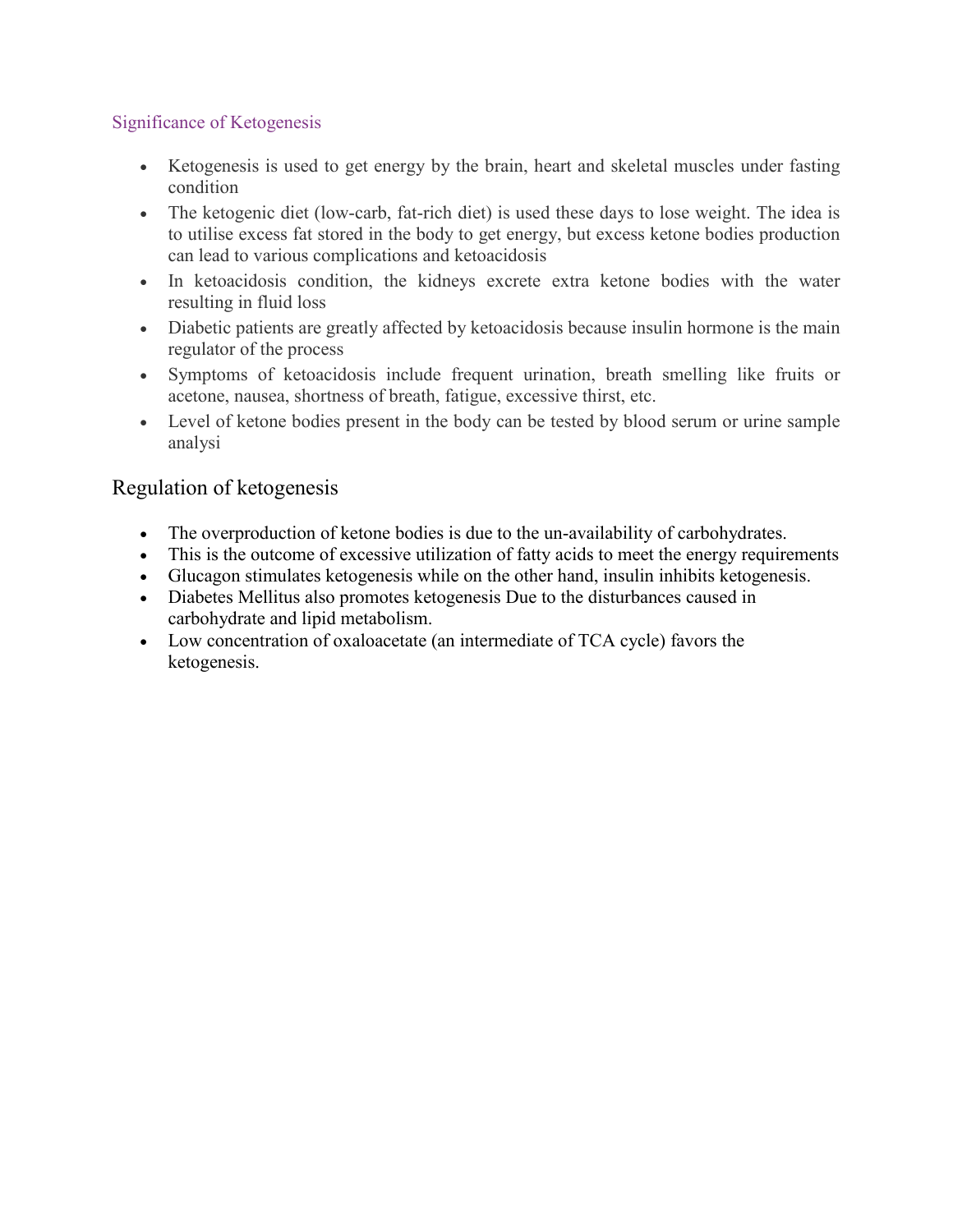### Significance of Ketogenesis

- Ketogenesis is used to get energy by the brain, heart and skeletal muscles under fasting condition
- The ketogenic diet (low-carb, fat-rich diet) is used these days to lose weight. The idea is to utilise excess fat stored in the body to get energy, but excess ketone bodies production can lead to various complications and ketoacidosis
- In ketoacidosis condition, the kidneys excrete extra ketone bodies with the water resulting in fluid loss
- Diabetic patients are greatly affected by ketoacidosis because insulin hormone is the main regulator of the process
- Symptoms of ketoacidosis include frequent urination, breath smelling like fruits or acetone, nausea, shortness of breath, fatigue, excessive thirst, etc.
- Level of ketone bodies present in the body can be tested by blood serum or urine sample analysi

## Regulation of ketogenesis

- The overproduction of ketone bodies is due to the un-availability of carbohydrates.
- This is the outcome of excessive utilization of fatty acids to meet the energy requirements
- Glucagon stimulates ketogenesis while on the other hand, insulin inhibits ketogenesis.
- Diabetes Mellitus also promotes ketogenesis Due to the disturbances caused in carbohydrate and lipid metabolism.
- Low concentration of oxaloacetate (an intermediate of TCA cycle) favors the ketogenesis.